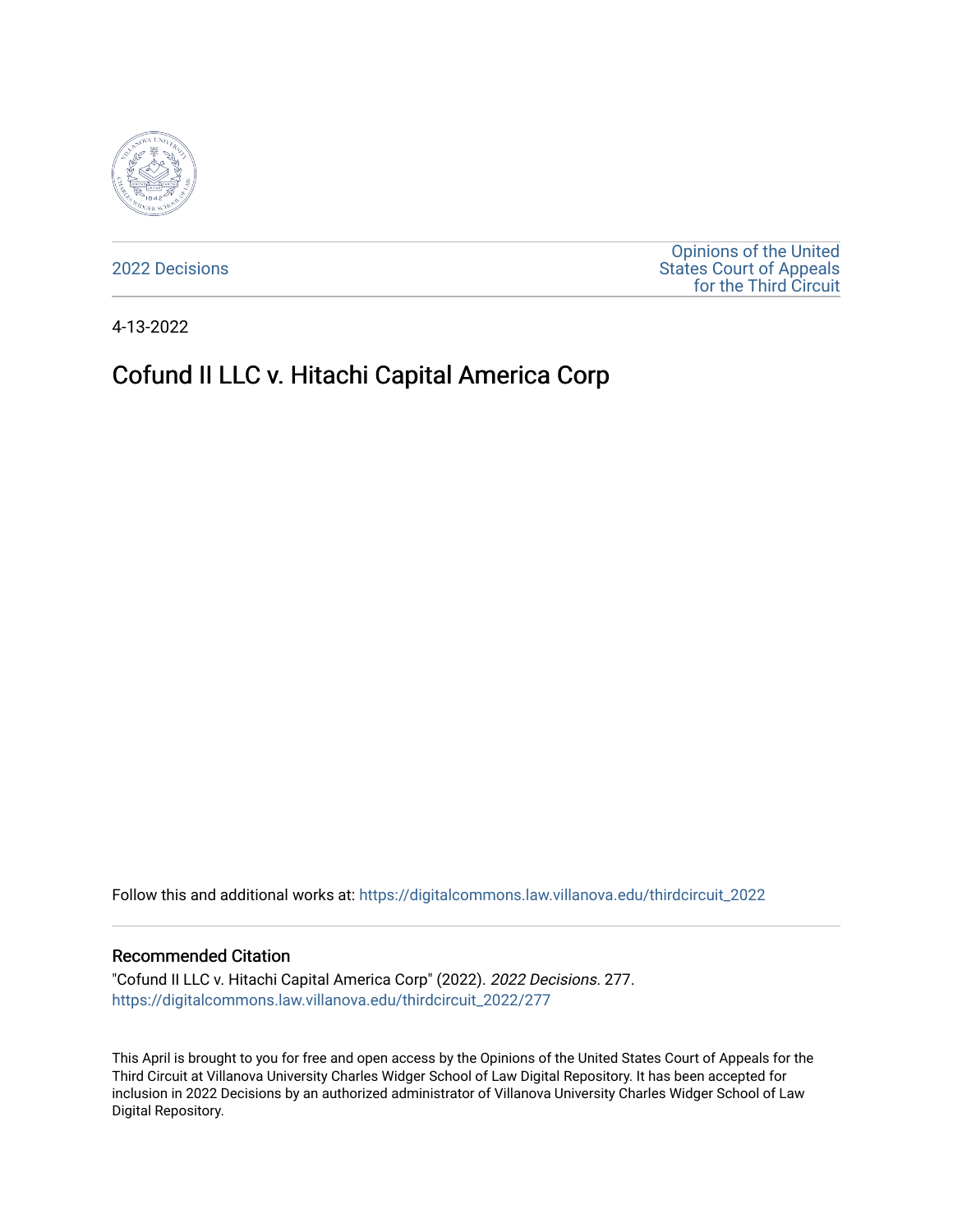2022 Decisions

Opinions of the United States Court of Appeals for the Third Circuit

4-13-2022

# Cofund II LLC v. Hitachi Capital America Corp

Follow this and additional works at: https://digitalcommons.law.villanova.edu/thirdcircuit_2022

## Recommended Citation

"Cofund II LLC v. Hitachi Capital America Corp" (2022). *2022 Decisions*. 277.
https://digitalcommons.law.villanova.edu/thirdcircuit_2022/277

This April is brought to you for free and open access by the Opinions of the United States Court of Appeals for the Third Circuit at Villanova University Charles Widger School of Law Digital Repository. It has been accepted for inclusion in 2022 Decisions by an authorized administrator of Villanova University Charles Widger School of Law Digital Repository.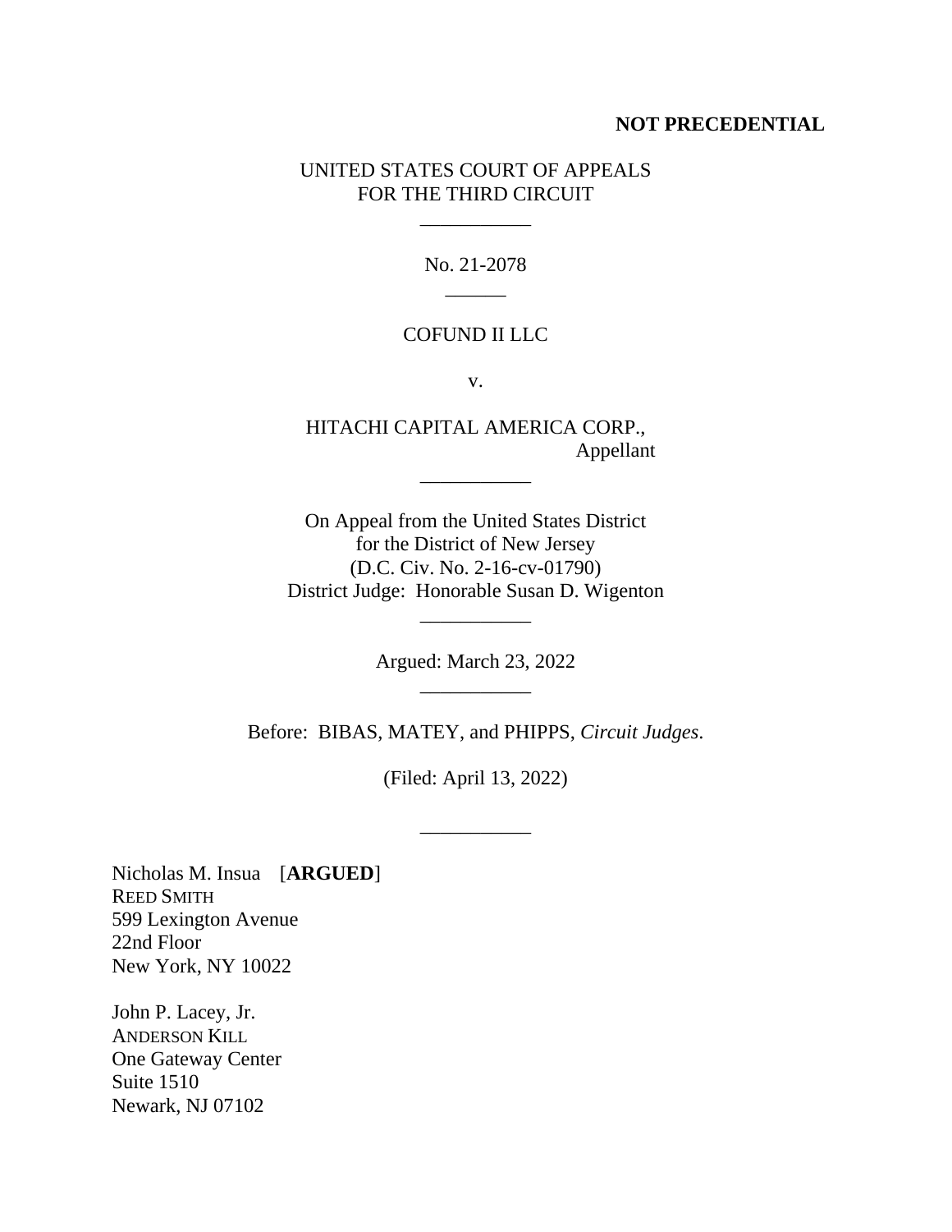**NOT PRECEDENTIAL**

UNITED STATES COURT OF APPEALS
FOR THE THIRD CIRCUIT

\_\_\_\_\_\_\_\_\_\_\_

No. 21-2078

\_\_\_\_\_\_

COFUND II LLC

v.

HITACHI CAPITAL AMERICA CORP.,
Appellant

\_\_\_\_\_\_\_\_\_\_\_

On Appeal from the United States District
for the District of New Jersey
(D.C. Civ. No. 2-16-cv-01790)
District Judge: Honorable Susan D. Wigenton

\_\_\_\_\_\_\_\_\_\_\_

Argued: March 23, 2022

\_\_\_\_\_\_\_\_\_\_\_

Before: BIBAS, MATEY, and PHIPPS, *Circuit Judges*.

(Filed: April 13, 2022)

\_\_\_\_\_\_\_\_\_\_\_

Nicholas M. Insua [**ARGUED**]
REED SMITH
599 Lexington Avenue
22nd Floor
New York, NY 10022

John P. Lacey, Jr.
ANDERSON KILL
One Gateway Center
Suite 1510
Newark, NJ 07102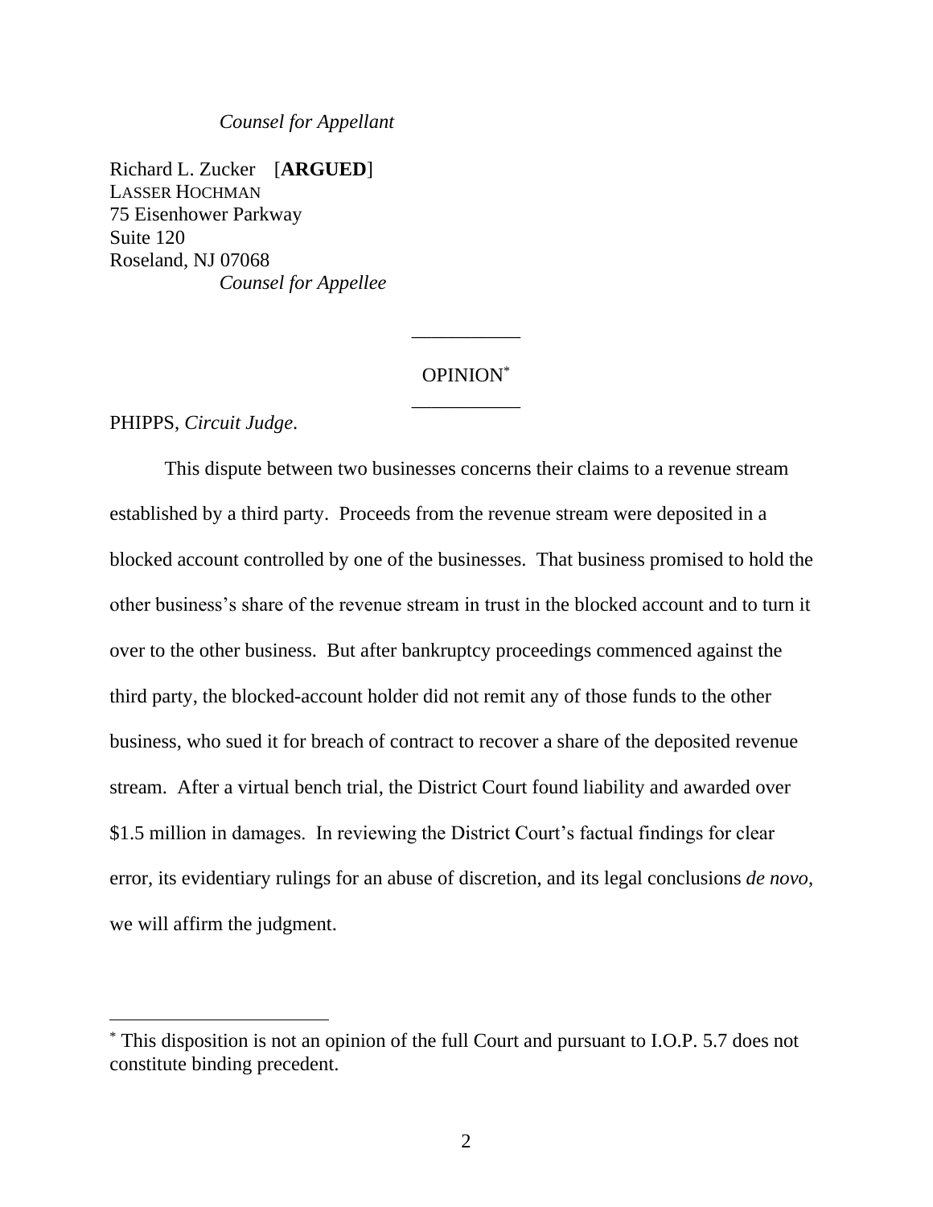*Counsel for Appellant*

Richard L. Zucker [**ARGUED**]
LASSER HOCHMAN
75 Eisenhower Parkway
Suite 120
Roseland, NJ 07068
*Counsel for Appellee*

---

OPINION[*]

---

PHIPPS, *Circuit Judge*.

This dispute between two businesses concerns their claims to a revenue stream established by a third party. Proceeds from the revenue stream were deposited in a blocked account controlled by one of the businesses. That business promised to hold the other business's share of the revenue stream in trust in the blocked account and to turn it over to the other business. But after bankruptcy proceedings commenced against the third party, the blocked-account holder did not remit any of those funds to the other business, who sued it for breach of contract to recover a share of the deposited revenue stream. After a virtual bench trial, the District Court found liability and awarded over $1.5 million in damages. In reviewing the District Court's factual findings for clear error, its evidentiary rulings for an abuse of discretion, and its legal conclusions *de novo*, we will affirm the judgment.

[*] This disposition is not an opinion of the full Court and pursuant to I.O.P. 5.7 does not constitute binding precedent.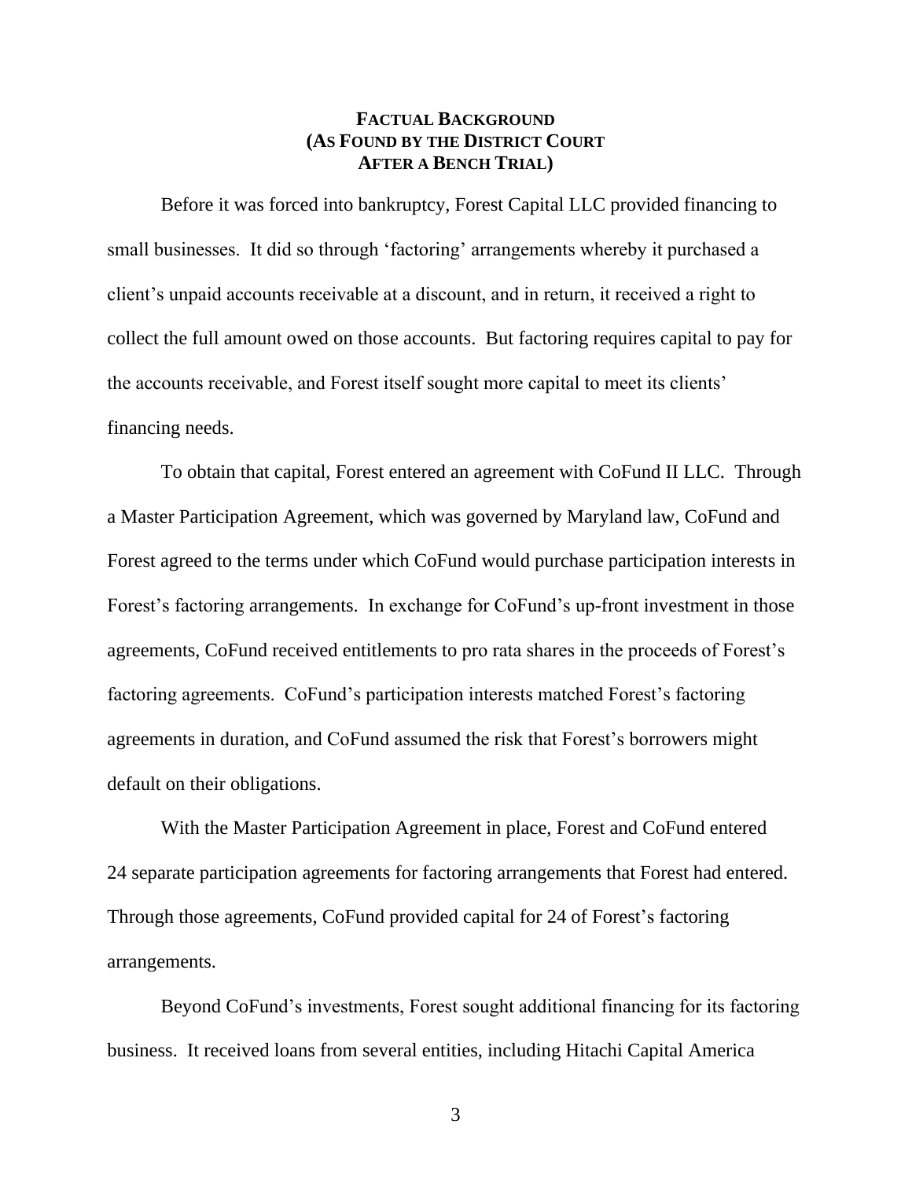# FACTUAL BACKGROUND
## (AS FOUND BY THE DISTRICT COURT AFTER A BENCH TRIAL)

Before it was forced into bankruptcy, Forest Capital LLC provided financing to small businesses. It did so through 'factoring' arrangements whereby it purchased a client's unpaid accounts receivable at a discount, and in return, it received a right to collect the full amount owed on those accounts. But factoring requires capital to pay for the accounts receivable, and Forest itself sought more capital to meet its clients' financing needs.

To obtain that capital, Forest entered an agreement with CoFund II LLC. Through a Master Participation Agreement, which was governed by Maryland law, CoFund and Forest agreed to the terms under which CoFund would purchase participation interests in Forest's factoring arrangements. In exchange for CoFund's up-front investment in those agreements, CoFund received entitlements to pro rata shares in the proceeds of Forest's factoring agreements. CoFund's participation interests matched Forest's factoring agreements in duration, and CoFund assumed the risk that Forest's borrowers might default on their obligations.

With the Master Participation Agreement in place, Forest and CoFund entered 24 separate participation agreements for factoring arrangements that Forest had entered. Through those agreements, CoFund provided capital for 24 of Forest's factoring arrangements.

Beyond CoFund's investments, Forest sought additional financing for its factoring business. It received loans from several entities, including Hitachi Capital America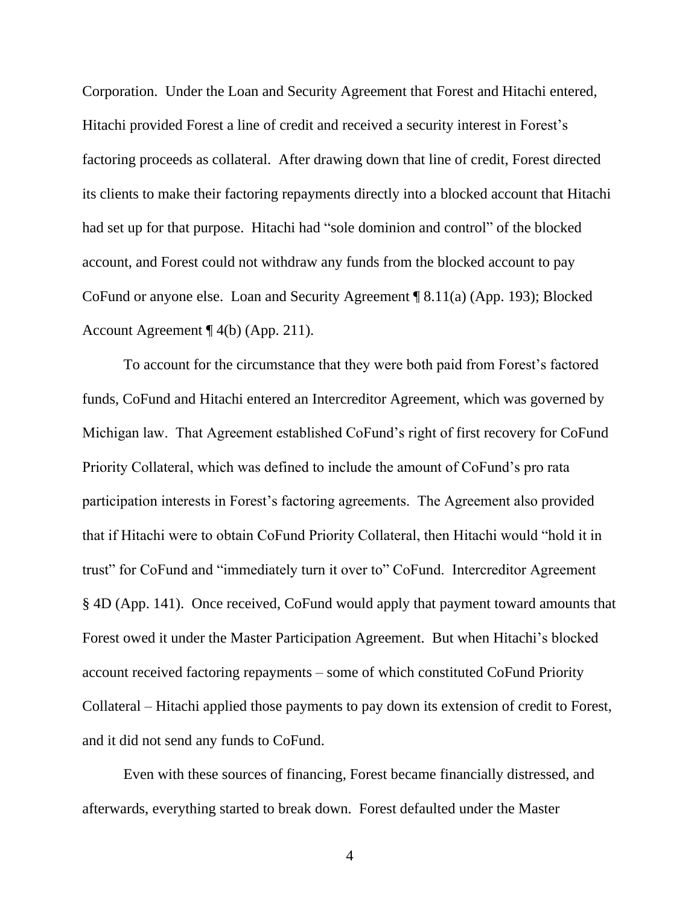Corporation. Under the Loan and Security Agreement that Forest and Hitachi entered, Hitachi provided Forest a line of credit and received a security interest in Forest's factoring proceeds as collateral. After drawing down that line of credit, Forest directed its clients to make their factoring repayments directly into a blocked account that Hitachi had set up for that purpose. Hitachi had "sole dominion and control" of the blocked account, and Forest could not withdraw any funds from the blocked account to pay CoFund or anyone else. Loan and Security Agreement ¶ 8.11(a) (App. 193); Blocked Account Agreement ¶ 4(b) (App. 211).

To account for the circumstance that they were both paid from Forest's factored funds, CoFund and Hitachi entered an Intercreditor Agreement, which was governed by Michigan law. That Agreement established CoFund's right of first recovery for CoFund Priority Collateral, which was defined to include the amount of CoFund's pro rata participation interests in Forest's factoring agreements. The Agreement also provided that if Hitachi were to obtain CoFund Priority Collateral, then Hitachi would "hold it in trust" for CoFund and "immediately turn it over to" CoFund. Intercreditor Agreement § 4D (App. 141). Once received, CoFund would apply that payment toward amounts that Forest owed it under the Master Participation Agreement. But when Hitachi's blocked account received factoring repayments – some of which constituted CoFund Priority Collateral – Hitachi applied those payments to pay down its extension of credit to Forest, and it did not send any funds to CoFund.

Even with these sources of financing, Forest became financially distressed, and afterwards, everything started to break down. Forest defaulted under the Master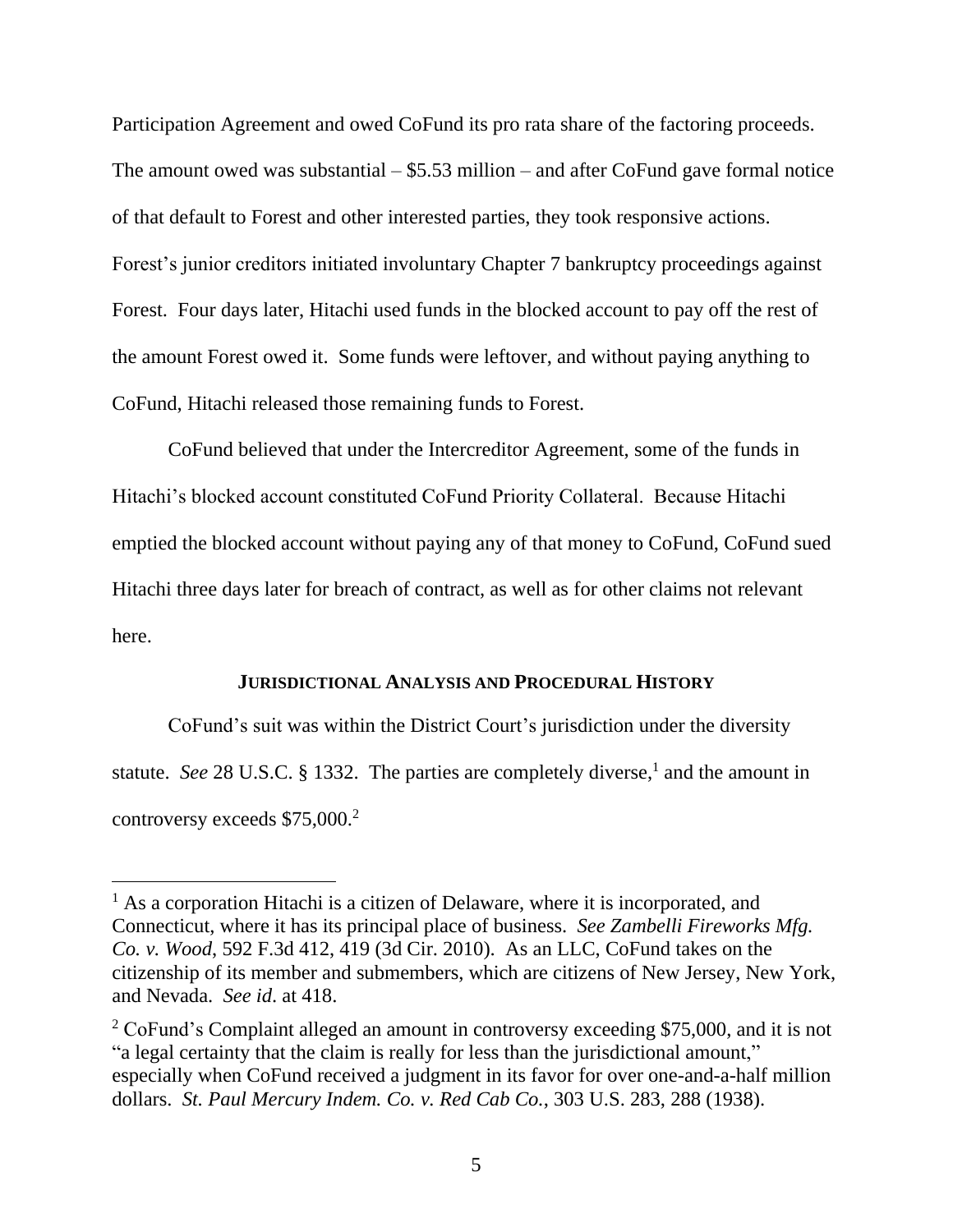Participation Agreement and owed CoFund its pro rata share of the factoring proceeds. The amount owed was substantial – \$5.53 million – and after CoFund gave formal notice of that default to Forest and other interested parties, they took responsive actions. Forest's junior creditors initiated involuntary Chapter 7 bankruptcy proceedings against Forest. Four days later, Hitachi used funds in the blocked account to pay off the rest of the amount Forest owed it. Some funds were leftover, and without paying anything to CoFund, Hitachi released those remaining funds to Forest.

CoFund believed that under the Intercreditor Agreement, some of the funds in Hitachi's blocked account constituted CoFund Priority Collateral. Because Hitachi emptied the blocked account without paying any of that money to CoFund, CoFund sued Hitachi three days later for breach of contract, as well as for other claims not relevant here.

### JURISDICTIONAL ANALYSIS AND PROCEDURAL HISTORY

CoFund's suit was within the District Court's jurisdiction under the diversity statute. *See* 28 U.S.C. § 1332. The parties are completely diverse,[1] and the amount in controversy exceeds \$75,000.[2]

---

[1] As a corporation Hitachi is a citizen of Delaware, where it is incorporated, and Connecticut, where it has its principal place of business. *See Zambelli Fireworks Mfg. Co. v. Wood*, 592 F.3d 412, 419 (3d Cir. 2010). As an LLC, CoFund takes on the citizenship of its member and submembers, which are citizens of New Jersey, New York, and Nevada. *See id*. at 418.

[2] CoFund's Complaint alleged an amount in controversy exceeding \$75,000, and it is not "a legal certainty that the claim is really for less than the jurisdictional amount," especially when CoFund received a judgment in its favor for over one-and-a-half million dollars. *St. Paul Mercury Indem. Co. v. Red Cab Co.*, 303 U.S. 283, 288 (1938).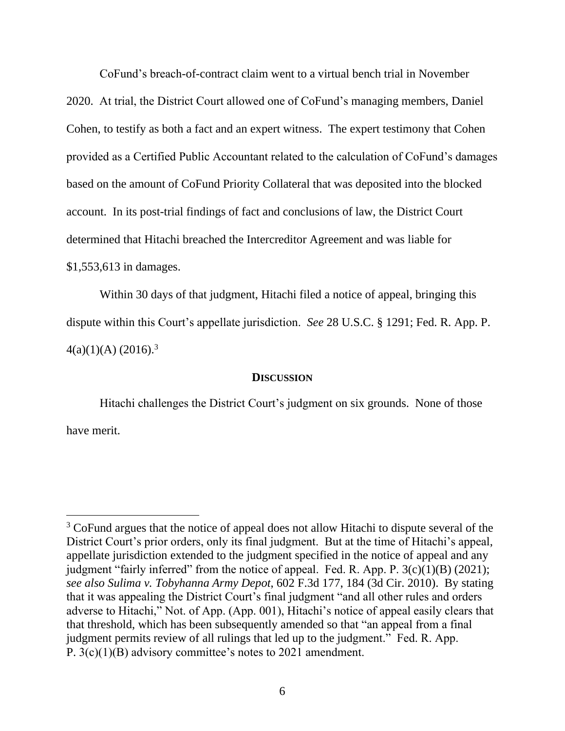CoFund's breach-of-contract claim went to a virtual bench trial in November 2020. At trial, the District Court allowed one of CoFund's managing members, Daniel Cohen, to testify as both a fact and an expert witness. The expert testimony that Cohen provided as a Certified Public Accountant related to the calculation of CoFund's damages based on the amount of CoFund Priority Collateral that was deposited into the blocked account. In its post-trial findings of fact and conclusions of law, the District Court determined that Hitachi breached the Intercreditor Agreement and was liable for $1,553,613 in damages.

Within 30 days of that judgment, Hitachi filed a notice of appeal, bringing this dispute within this Court's appellate jurisdiction. *See* 28 U.S.C. § 1291; Fed. R. App. P. 4(a)(1)(A) (2016).[3]

## **DISCUSSION**

Hitachi challenges the District Court's judgment on six grounds. None of those have merit.

---

[3] CoFund argues that the notice of appeal does not allow Hitachi to dispute several of the District Court's prior orders, only its final judgment. But at the time of Hitachi's appeal, appellate jurisdiction extended to the judgment specified in the notice of appeal and any judgment "fairly inferred" from the notice of appeal. Fed. R. App. P. 3(c)(1)(B) (2021); *see also Sulima v. Tobyhanna Army Depot*, 602 F.3d 177, 184 (3d Cir. 2010). By stating that it was appealing the District Court's final judgment "and all other rules and orders adverse to Hitachi," Not. of App. (App. 001), Hitachi's notice of appeal easily clears that that threshold, which has been subsequently amended so that "an appeal from a final judgment permits review of all rulings that led up to the judgment." Fed. R. App. P. 3(c)(1)(B) advisory committee's notes to 2021 amendment.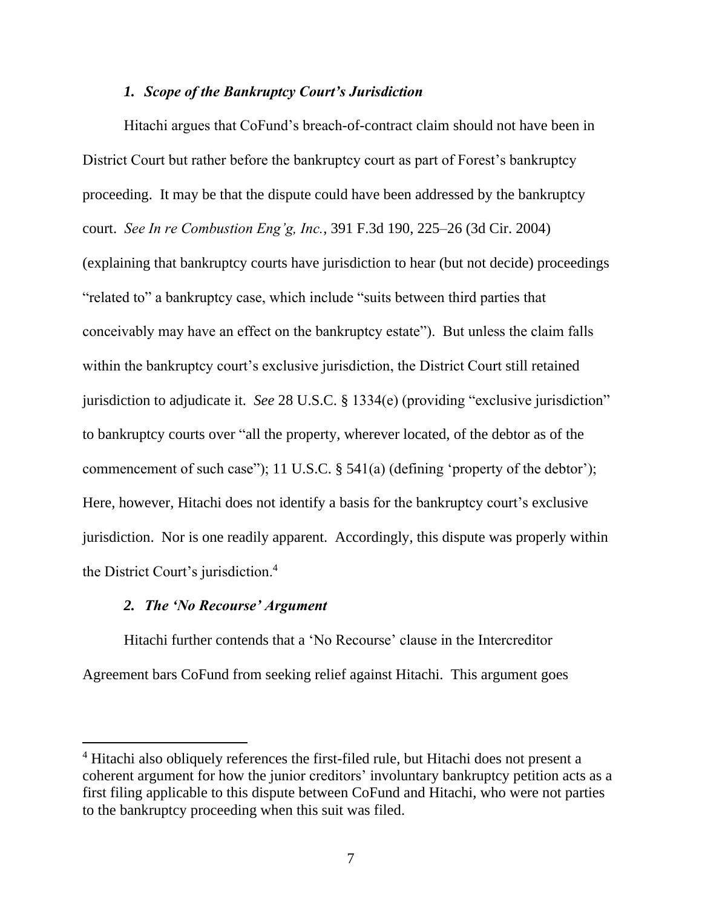### *1. Scope of the Bankruptcy Court's Jurisdiction*

Hitachi argues that CoFund's breach-of-contract claim should not have been in District Court but rather before the bankruptcy court as part of Forest's bankruptcy proceeding. It may be that the dispute could have been addressed by the bankruptcy court. *See In re Combustion Eng'g, Inc.*, 391 F.3d 190, 225–26 (3d Cir. 2004) (explaining that bankruptcy courts have jurisdiction to hear (but not decide) proceedings "related to" a bankruptcy case, which include "suits between third parties that conceivably may have an effect on the bankruptcy estate"). But unless the claim falls within the bankruptcy court's exclusive jurisdiction, the District Court still retained jurisdiction to adjudicate it. *See* 28 U.S.C. § 1334(e) (providing "exclusive jurisdiction" to bankruptcy courts over "all the property, wherever located, of the debtor as of the commencement of such case"); 11 U.S.C. § 541(a) (defining 'property of the debtor'); Here, however, Hitachi does not identify a basis for the bankruptcy court's exclusive jurisdiction. Nor is one readily apparent. Accordingly, this dispute was properly within the District Court's jurisdiction.[4]

### *2. The 'No Recourse' Argument*

Hitachi further contends that a 'No Recourse' clause in the Intercreditor Agreement bars CoFund from seeking relief against Hitachi. This argument goes

---

[4] Hitachi also obliquely references the first-filed rule, but Hitachi does not present a coherent argument for how the junior creditors' involuntary bankruptcy petition acts as a first filing applicable to this dispute between CoFund and Hitachi, who were not parties to the bankruptcy proceeding when this suit was filed.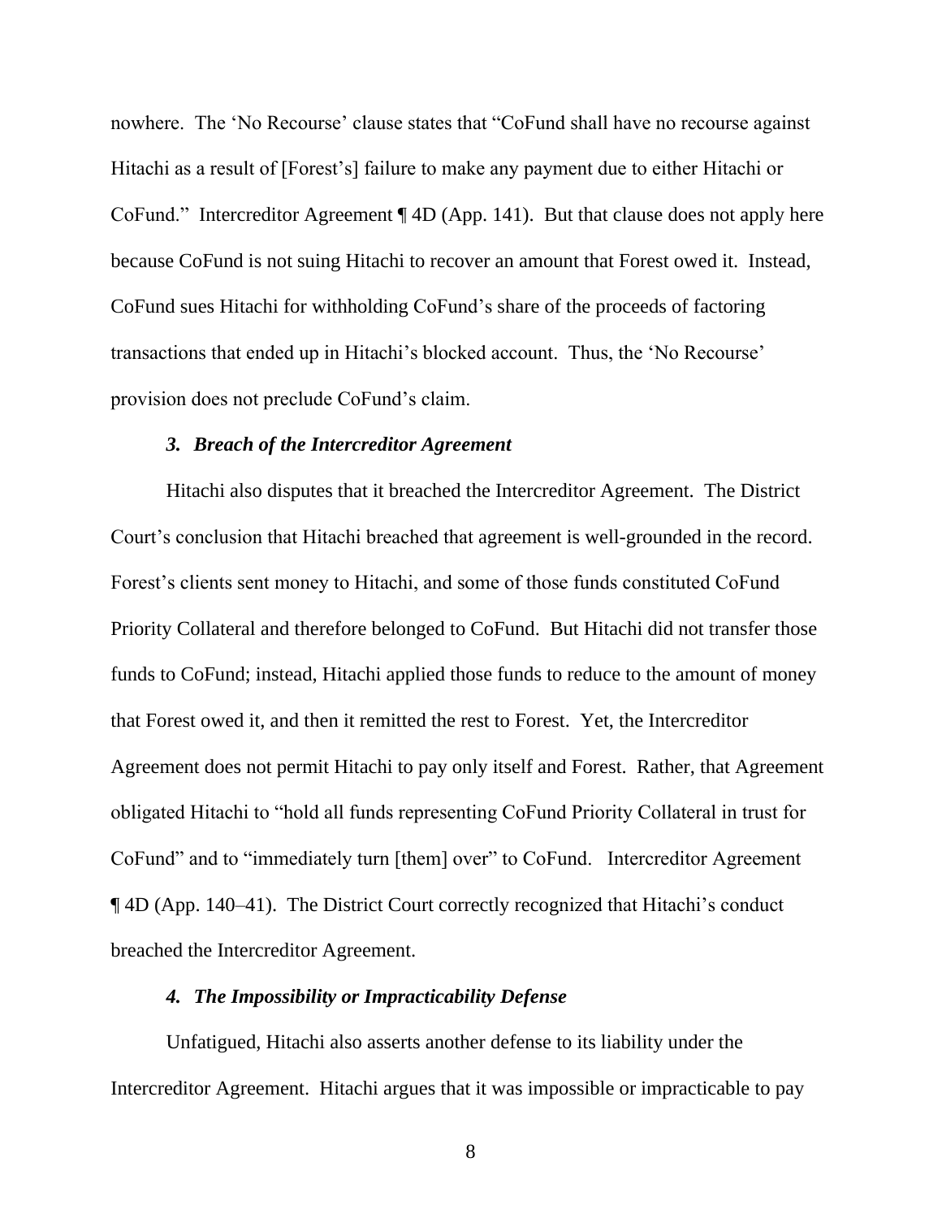nowhere. The 'No Recourse' clause states that "CoFund shall have no recourse against Hitachi as a result of [Forest's] failure to make any payment due to either Hitachi or CoFund." Intercreditor Agreement ¶ 4D (App. 141). But that clause does not apply here because CoFund is not suing Hitachi to recover an amount that Forest owed it. Instead, CoFund sues Hitachi for withholding CoFund's share of the proceeds of factoring transactions that ended up in Hitachi's blocked account. Thus, the 'No Recourse' provision does not preclude CoFund's claim.

### *3. Breach of the Intercreditor Agreement*

Hitachi also disputes that it breached the Intercreditor Agreement. The District Court's conclusion that Hitachi breached that agreement is well-grounded in the record. Forest's clients sent money to Hitachi, and some of those funds constituted CoFund Priority Collateral and therefore belonged to CoFund. But Hitachi did not transfer those funds to CoFund; instead, Hitachi applied those funds to reduce to the amount of money that Forest owed it, and then it remitted the rest to Forest. Yet, the Intercreditor Agreement does not permit Hitachi to pay only itself and Forest. Rather, that Agreement obligated Hitachi to "hold all funds representing CoFund Priority Collateral in trust for CoFund" and to "immediately turn [them] over" to CoFund. Intercreditor Agreement ¶ 4D (App. 140–41). The District Court correctly recognized that Hitachi's conduct breached the Intercreditor Agreement.

### *4. The Impossibility or Impracticability Defense*

Unfatigued, Hitachi also asserts another defense to its liability under the Intercreditor Agreement. Hitachi argues that it was impossible or impracticable to pay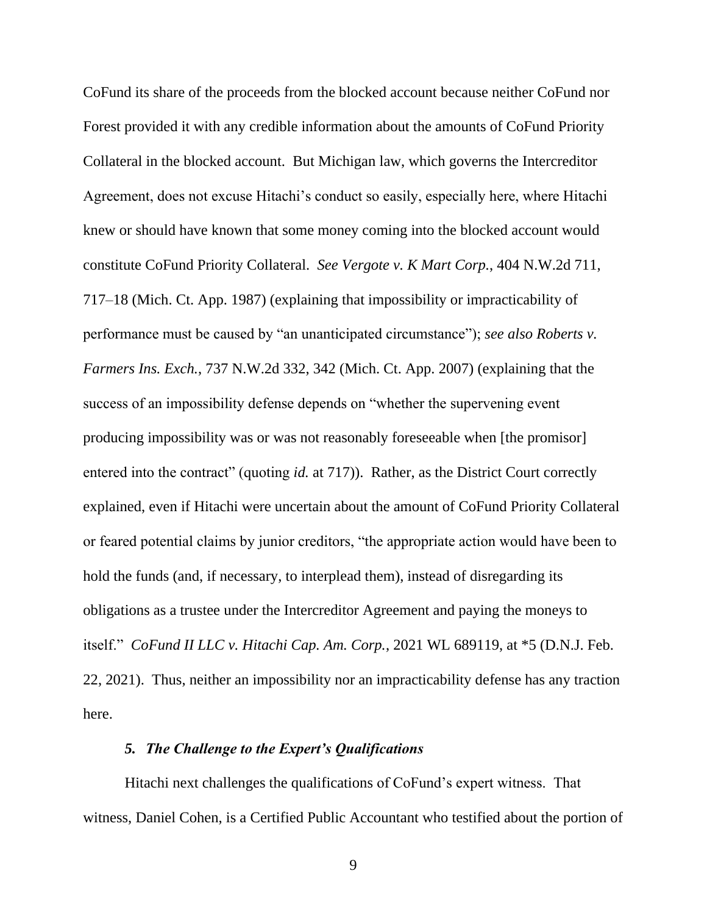CoFund its share of the proceeds from the blocked account because neither CoFund nor Forest provided it with any credible information about the amounts of CoFund Priority Collateral in the blocked account. But Michigan law, which governs the Intercreditor Agreement, does not excuse Hitachi's conduct so easily, especially here, where Hitachi knew or should have known that some money coming into the blocked account would constitute CoFund Priority Collateral. *See Vergote v. K Mart Corp.*, 404 N.W.2d 711, 717–18 (Mich. Ct. App. 1987) (explaining that impossibility or impracticability of performance must be caused by "an unanticipated circumstance"); *see also Roberts v. Farmers Ins. Exch.*, 737 N.W.2d 332, 342 (Mich. Ct. App. 2007) (explaining that the success of an impossibility defense depends on "whether the supervening event producing impossibility was or was not reasonably foreseeable when [the promisor] entered into the contract" (quoting *id.* at 717)). Rather, as the District Court correctly explained, even if Hitachi were uncertain about the amount of CoFund Priority Collateral or feared potential claims by junior creditors, "the appropriate action would have been to hold the funds (and, if necessary, to interplead them), instead of disregarding its obligations as a trustee under the Intercreditor Agreement and paying the moneys to itself." *CoFund II LLC v. Hitachi Cap. Am. Corp.*, 2021 WL 689119, at *5 (D.N.J. Feb. 22, 2021). Thus, neither an impossibility nor an impracticability defense has any traction here.

### *5. The Challenge to the Expert's Qualifications*

Hitachi next challenges the qualifications of CoFund's expert witness. That witness, Daniel Cohen, is a Certified Public Accountant who testified about the portion of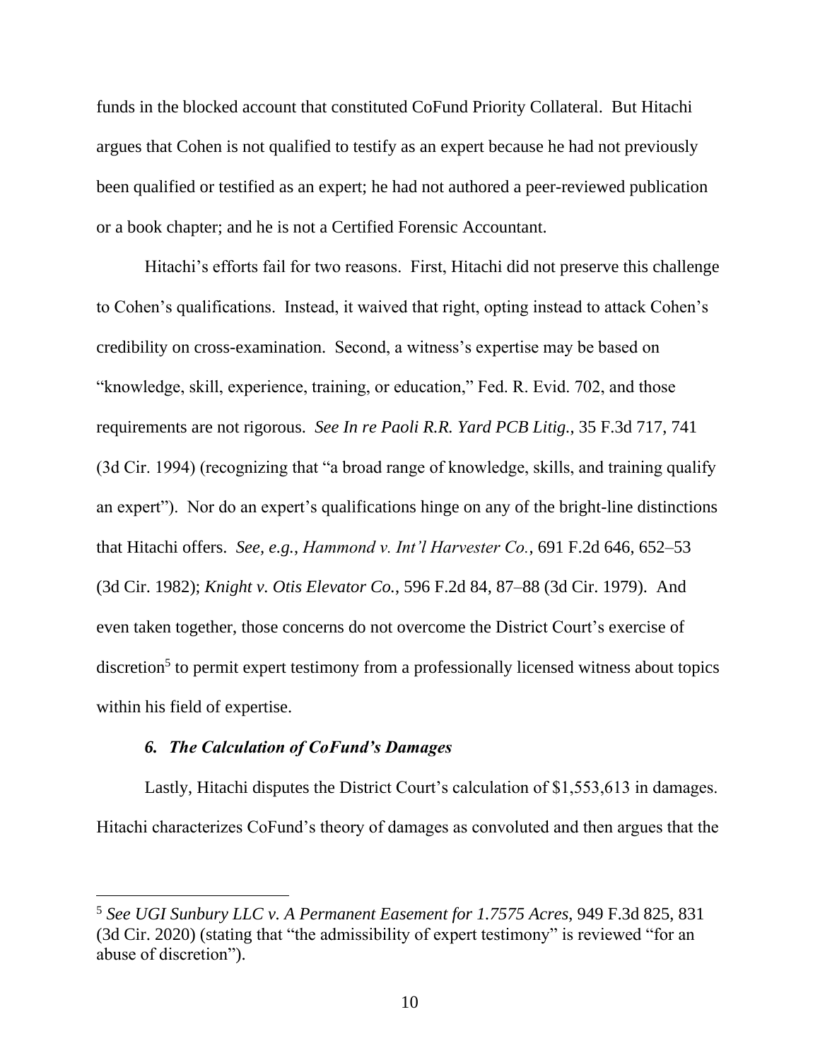funds in the blocked account that constituted CoFund Priority Collateral. But Hitachi argues that Cohen is not qualified to testify as an expert because he had not previously been qualified or testified as an expert; he had not authored a peer-reviewed publication or a book chapter; and he is not a Certified Forensic Accountant.

Hitachi's efforts fail for two reasons. First, Hitachi did not preserve this challenge to Cohen's qualifications. Instead, it waived that right, opting instead to attack Cohen's credibility on cross-examination. Second, a witness's expertise may be based on "knowledge, skill, experience, training, or education," Fed. R. Evid. 702, and those requirements are not rigorous. *See In re Paoli R.R. Yard PCB Litig.*, 35 F.3d 717, 741 (3d Cir. 1994) (recognizing that "a broad range of knowledge, skills, and training qualify an expert"). Nor do an expert's qualifications hinge on any of the bright-line distinctions that Hitachi offers. *See, e.g.*, *Hammond v. Int'l Harvester Co.*, 691 F.2d 646, 652–53 (3d Cir. 1982); *Knight v. Otis Elevator Co.*, 596 F.2d 84, 87–88 (3d Cir. 1979). And even taken together, those concerns do not overcome the District Court's exercise of discretion[5] to permit expert testimony from a professionally licensed witness about topics within his field of expertise.

### *6. The Calculation of CoFund's Damages*

Lastly, Hitachi disputes the District Court's calculation of $1,553,613 in damages. Hitachi characterizes CoFund's theory of damages as convoluted and then argues that the

---

[5] *See UGI Sunbury LLC v. A Permanent Easement for 1.7575 Acres*, 949 F.3d 825, 831 (3d Cir. 2020) (stating that "the admissibility of expert testimony" is reviewed "for an abuse of discretion").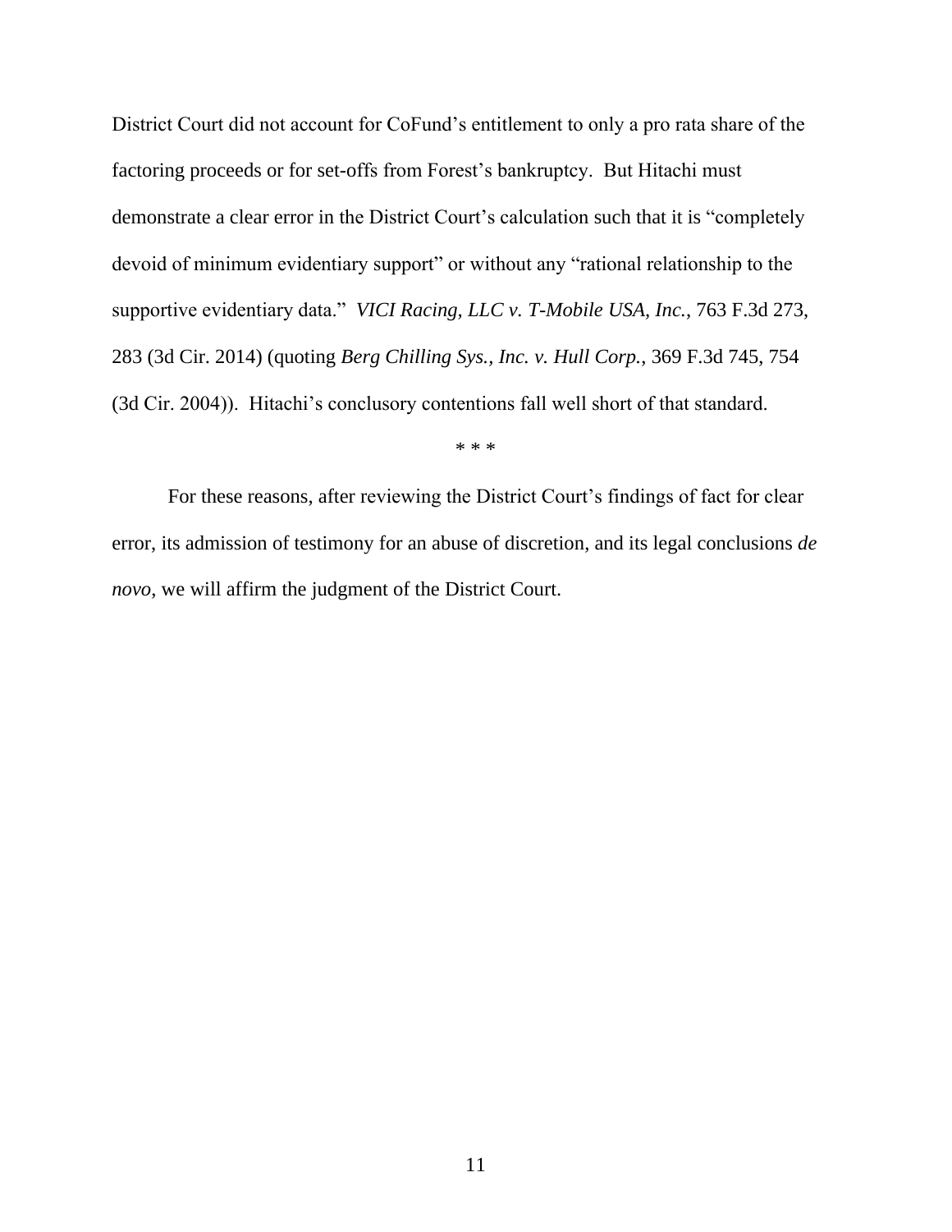District Court did not account for CoFund's entitlement to only a pro rata share of the factoring proceeds or for set-offs from Forest's bankruptcy. But Hitachi must demonstrate a clear error in the District Court's calculation such that it is "completely devoid of minimum evidentiary support" or without any "rational relationship to the supportive evidentiary data." *VICI Racing, LLC v. T-Mobile USA, Inc.*, 763 F.3d 273, 283 (3d Cir. 2014) (quoting *Berg Chilling Sys., Inc. v. Hull Corp.*, 369 F.3d 745, 754 (3d Cir. 2004)). Hitachi's conclusory contentions fall well short of that standard.

\* \* \*

For these reasons, after reviewing the District Court's findings of fact for clear error, its admission of testimony for an abuse of discretion, and its legal conclusions *de novo*, we will affirm the judgment of the District Court.